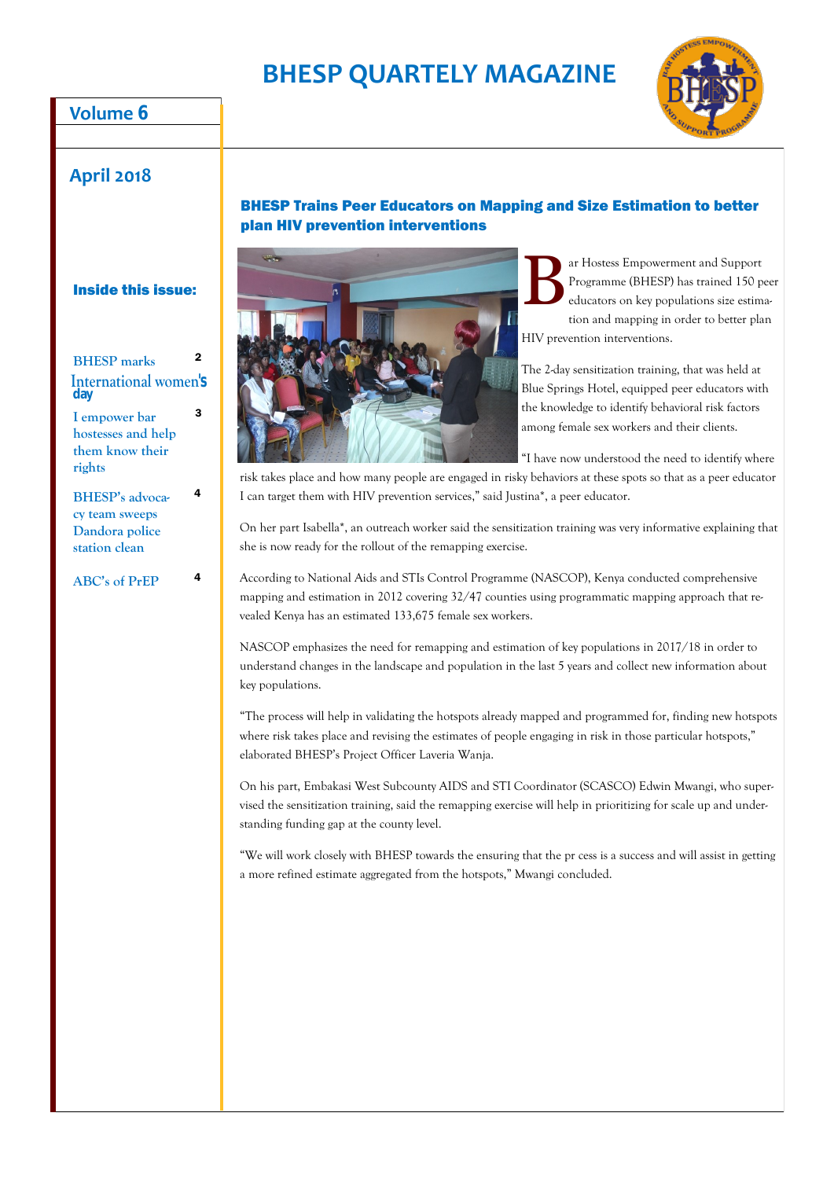# BHESP QUARTELY MAGAZINE

**Volume 6**

**April 2018**

**Inside this issue:**

| | |
|---|---|
| BHESP marks International women's day | 2 |
| I empower bar hostesses and help them know their rights | 3 |
| BHESP's advocacy team sweeps Dandora police station clean | 4 |
| ABC's of PrEP | 4 |

## BHESP Trains Peer Educators on Mapping and Size Estimation to better plan HIV prevention interventions

Bar Hostess Empowerment and Support Programme (BHESP) has trained 150 peer educators on key populations size estimation and mapping in order to better plan HIV prevention interventions.

The 2-day sensitization training, that was held at Blue Springs Hotel, equipped peer educators with the knowledge to identify behavioral risk factors among female sex workers and their clients.

"I have now understood the need to identify where risk takes place and how many people are engaged in risky behaviors at these spots so that as a peer educator I can target them with HIV prevention services," said Justina*, a peer educator.

On her part Isabella*, an outreach worker said the sensitization training was very informative explaining that she is now ready for the rollout of the remapping exercise.

According to National Aids and STIs Control Programme (NASCOP), Kenya conducted comprehensive mapping and estimation in 2012 covering 32/47 counties using programmatic mapping approach that revealed Kenya has an estimated 133,675 female sex workers.

NASCOP emphasizes the need for remapping and estimation of key populations in 2017/18 in order to understand changes in the landscape and population in the last 5 years and collect new information about key populations.

"The process will help in validating the hotspots already mapped and programmed for, finding new hotspots where risk takes place and revising the estimates of people engaging in risk in those particular hotspots," elaborated BHESP's Project Officer Laveria Wanja.

On his part, Embakasi West Subcounty AIDS and STI Coordinator (SCASCO) Edwin Mwangi, who supervised the sensitization training, said the remapping exercise will help in prioritizing for scale up and understanding funding gap at the county level.

"We will work closely with BHESP towards the ensuring that the pr cess is a success and will assist in getting a more refined estimate aggregated from the hotspots," Mwangi concluded.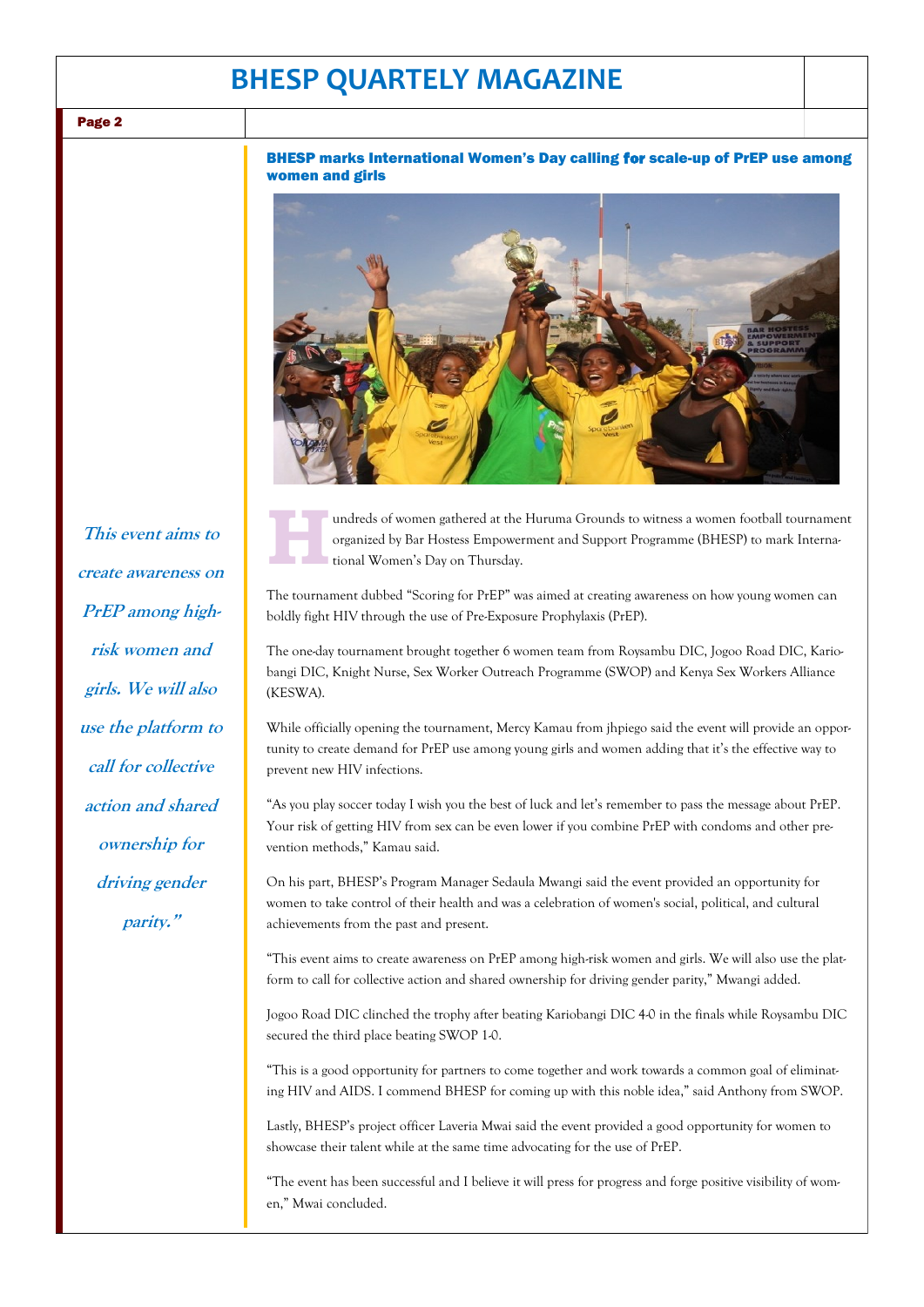## BHESP marks International Women's Day calling for scale-up of PrEP use among women and girls

*"This event aims to create awareness on PrEP among high-risk women and girls. We will also use the platform to call for collective action and shared ownership for driving gender parity."*

Hundreds of women gathered at the Huruma Grounds to witness a women football tournament organized by Bar Hostess Empowerment and Support Programme (BHESP) to mark International Women's Day on Thursday.

The tournament dubbed "Scoring for PrEP" was aimed at creating awareness on how young women can boldly fight HIV through the use of Pre-Exposure Prophylaxis (PrEP).

The one-day tournament brought together 6 women team from Roysambu DIC, Jogoo Road DIC, Kariobangi DIC, Knight Nurse, Sex Worker Outreach Programme (SWOP) and Kenya Sex Workers Alliance (KESWA).

While officially opening the tournament, Mercy Kamau from jhpiego said the event will provide an opportunity to create demand for PrEP use among young girls and women adding that it's the effective way to prevent new HIV infections.

"As you play soccer today I wish you the best of luck and let's remember to pass the message about PrEP. Your risk of getting HIV from sex can be even lower if you combine PrEP with condoms and other prevention methods," Kamau said.

On his part, BHESP's Program Manager Sedaula Mwangi said the event provided an opportunity for women to take control of their health and was a celebration of women's social, political, and cultural achievements from the past and present.

"This event aims to create awareness on PrEP among high-risk women and girls. We will also use the platform to call for collective action and shared ownership for driving gender parity," Mwangi added.

Jogoo Road DIC clinched the trophy after beating Kariobangi DIC 4-0 in the finals while Roysambu DIC secured the third place beating SWOP 1-0.

"This is a good opportunity for partners to come together and work towards a common goal of eliminating HIV and AIDS. I commend BHESP for coming up with this noble idea," said Anthony from SWOP.

Lastly, BHESP's project officer Laveria Mwai said the event provided a good opportunity for women to showcase their talent while at the same time advocating for the use of PrEP.

"The event has been successful and I believe it will press for progress and forge positive visibility of women," Mwai concluded.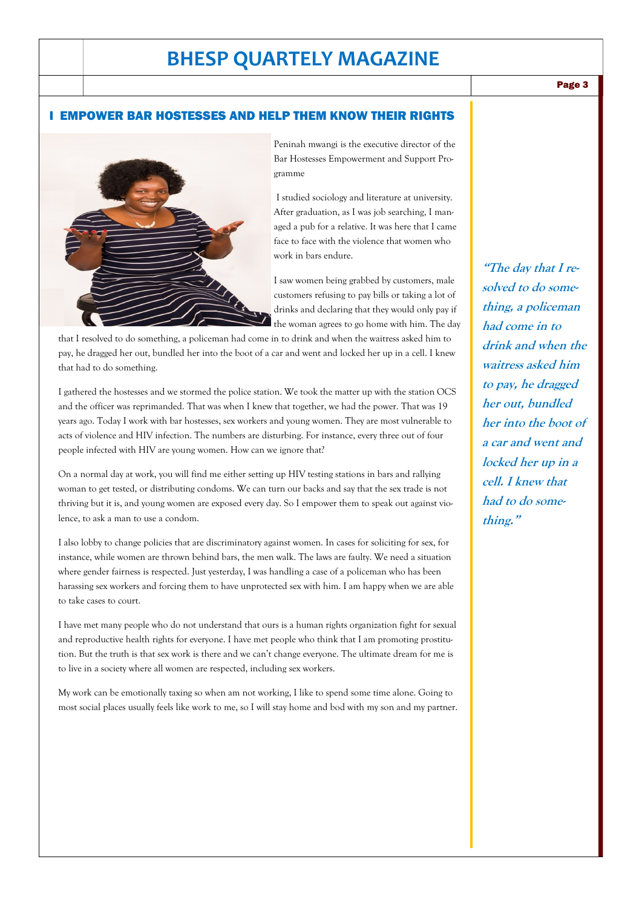## I EMPOWER BAR HOSTESSES AND HELP THEM KNOW THEIR RIGHTS

Peninah mwangi is the executive director of the Bar Hostesses Empowerment and Support Programme

I studied sociology and literature at university. After graduation, as I was job searching, I managed a pub for a relative. It was here that I came face to face with the violence that women who work in bars endure.

I saw women being grabbed by customers, male customers refusing to pay bills or taking a lot of drinks and declaring that they would only pay if the woman agrees to go home with him. The day that I resolved to do something, a policeman had come in to drink and when the waitress asked him to pay, he dragged her out, bundled her into the boot of a car and went and locked her up in a cell. I knew that had to do something.

I gathered the hostesses and we stormed the police station. We took the matter up with the station OCS and the officer was reprimanded. That was when I knew that together, we had the power. That was 19 years ago. Today I work with bar hostesses, sex workers and young women. They are most vulnerable to acts of violence and HIV infection. The numbers are disturbing. For instance, every three out of four people infected with HIV are young women. How can we ignore that?

On a normal day at work, you will find me either setting up HIV testing stations in bars and rallying woman to get tested, or distributing condoms. We can turn our backs and say that the sex trade is not thriving but it is, and young women are exposed every day. So I empower them to speak out against violence, to ask a man to use a condom.

I also lobby to change policies that are discriminatory against women. In cases for soliciting for sex, for instance, while women are thrown behind bars, the men walk. The laws are faulty. We need a situation where gender fairness is respected. Just yesterday, I was handling a case of a policeman who has been harassing sex workers and forcing them to have unprotected sex with him. I am happy when we are able to take cases to court.

I have met many people who do not understand that ours is a human rights organization fight for sexual and reproductive health rights for everyone. I have met people who think that I am promoting prostitution. But the truth is that sex work is there and we can't change everyone. The ultimate dream for me is to live in a society where all women are respected, including sex workers.

My work can be emotionally taxing so when am not working, I like to spend some time alone. Going to most social places usually feels like work to me, so I will stay home and bod with my son and my partner.

***"The day that I resolved to do something, a policeman had come in to drink and when the waitress asked him to pay, he dragged her out, bundled her into the boot of a car and went and locked her up in a cell. I knew that had to do something."***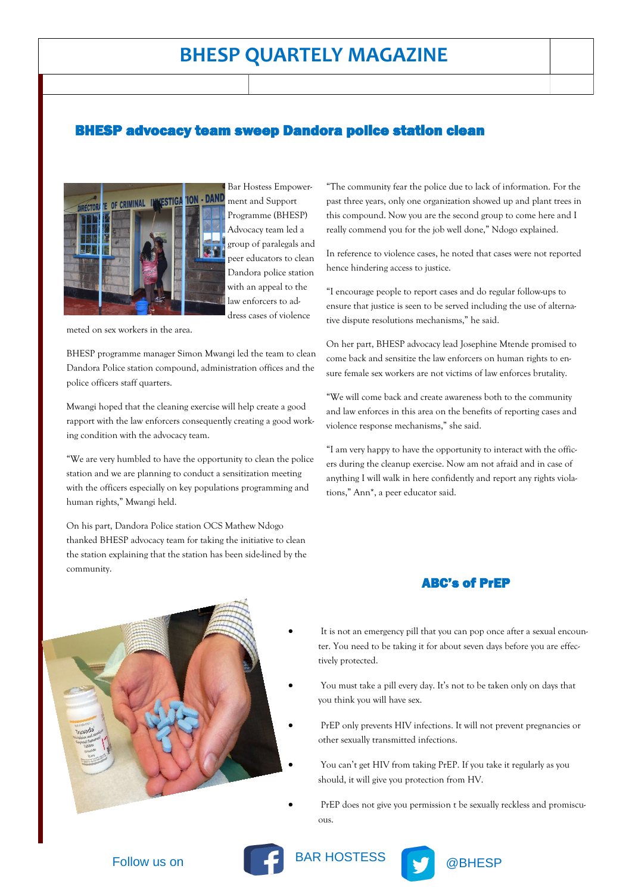# BHESP QUARTELY MAGAZINE

## BHESP advocacy team sweep Dandora police station clean

Bar Hostess Empowerment and Support Programme (BHESP) Advocacy team led a group of paralegals and peer educators to clean Dandora police station with an appeal to the law enforcers to address cases of violence meted on sex workers in the area.

BHESP programme manager Simon Mwangi led the team to clean Dandora Police station compound, administration offices and the police officers staff quarters.

Mwangi hoped that the cleaning exercise will help create a good rapport with the law enforcers consequently creating a good working condition with the advocacy team.

"We are very humbled to have the opportunity to clean the police station and we are planning to conduct a sensitization meeting with the officers especially on key populations programming and human rights," Mwangi held.

On his part, Dandora Police station OCS Mathew Ndogo thanked BHESP advocacy team for taking the initiative to clean the station explaining that the station has been side-lined by the community.

"The community fear the police due to lack of information. For the past three years, only one organization showed up and plant trees in this compound. Now you are the second group to come here and I really commend you for the job well done," Ndogo explained.

In reference to violence cases, he noted that cases were not reported hence hindering access to justice.

"I encourage people to report cases and do regular follow-ups to ensure that justice is seen to be served including the use of alternative dispute resolutions mechanisms," he said.

On her part, BHESP advocacy lead Josephine Mtende promised to come back and sensitize the law enforcers on human rights to ensure female sex workers are not victims of law enforces brutality.

"We will come back and create awareness both to the community and law enforces in this area on the benefits of reporting cases and violence response mechanisms," she said.

"I am very happy to have the opportunity to interact with the officers during the cleanup exercise. Now am not afraid and in case of anything I will walk in here confidently and report any rights violations," Ann*, a peer educator said.

## ABC's of PrEP

- It is not an emergency pill that you can pop once after a sexual encounter. You need to be taking it for about seven days before you are effectively protected.
- You must take a pill every day. It's not to be taken only on days that you think you will have sex.
- PrEP only prevents HIV infections. It will not prevent pregnancies or other sexually transmitted infections.
- You can't get HIV from taking PrEP. If you take it regularly as you should, it will give you protection from HV.
- PrEP does not give you permission t be sexually reckless and promiscuous.

Follow us on BAR HOSTESS @BHESP